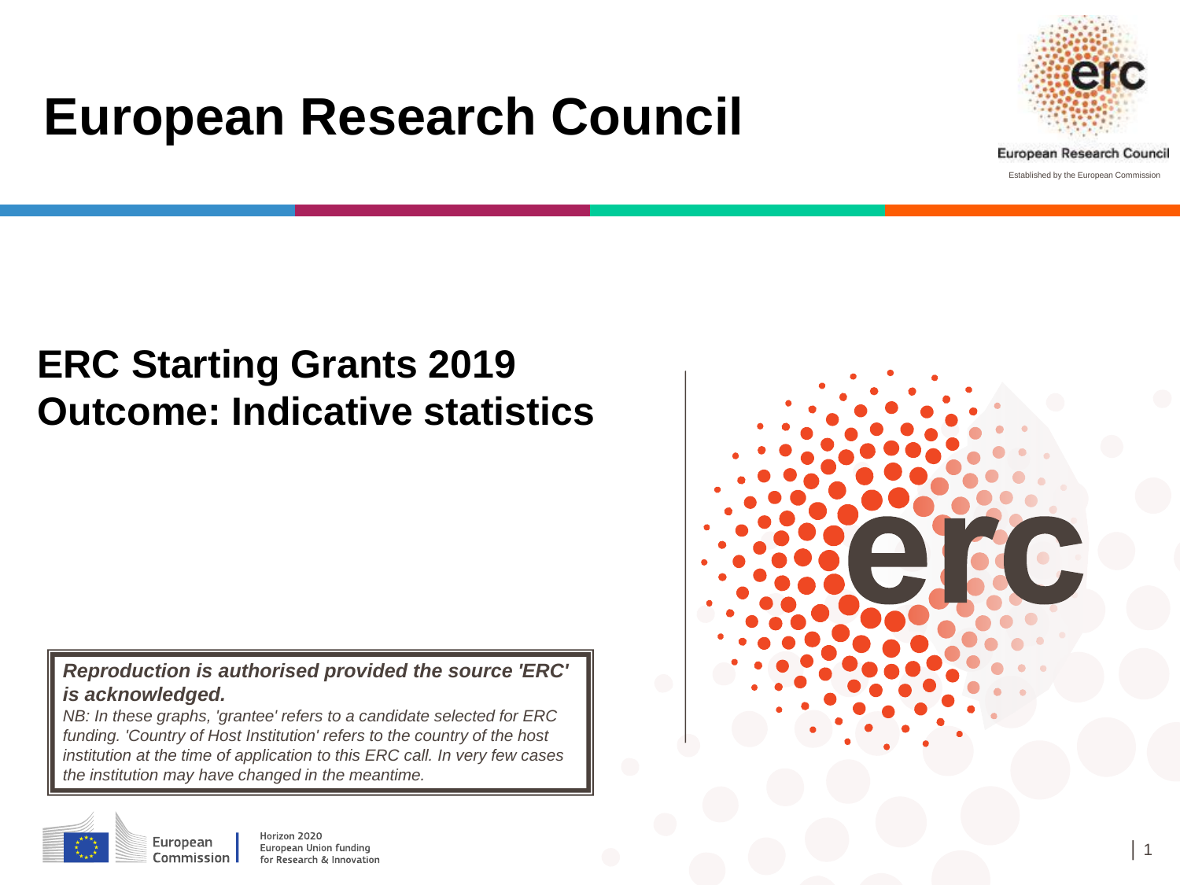# European Research Council

European Research Council

Established by the European Commission

## ERC Starting Grants 2019
## Outcome: Indicative statistics

***Reproduction is authorised provided the source 'ERC' is acknowledged.***

*NB: In these graphs, 'grantee' refers to a candidate selected for ERC funding. 'Country of Host Institution' refers to the country of the host institution at the time of application to this ERC call. In very few cases the institution may have changed in the meantime.*

European Commission

Horizon 2020
European Union funding
for Research & Innovation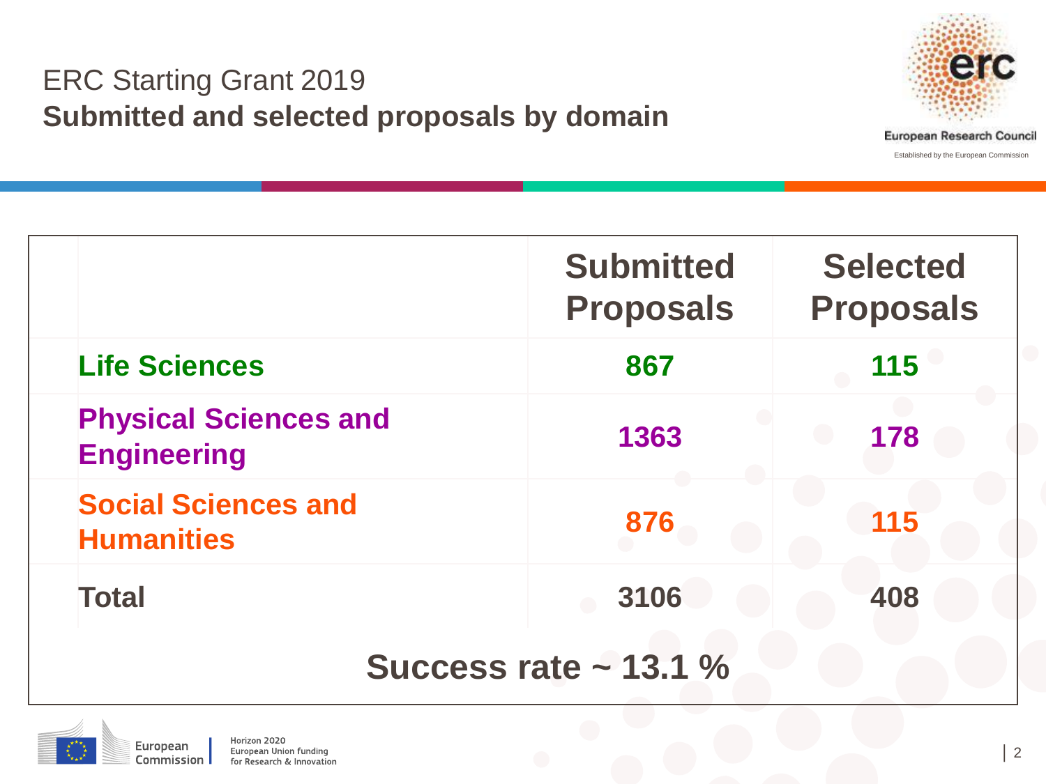# ERC Starting Grant 2019

## **Submitted and selected proposals by domain**

| | Submitted Proposals | Selected Proposals |
|---|---|---|
| **Life Sciences** | **867** | **115** |
| **Physical Sciences and Engineering** | **1363** | **178** |
| **Social Sciences and Humanities** | **876** | **115** |
| **Total** | **3106** | **408** |

**Success rate ~ 13.1 %**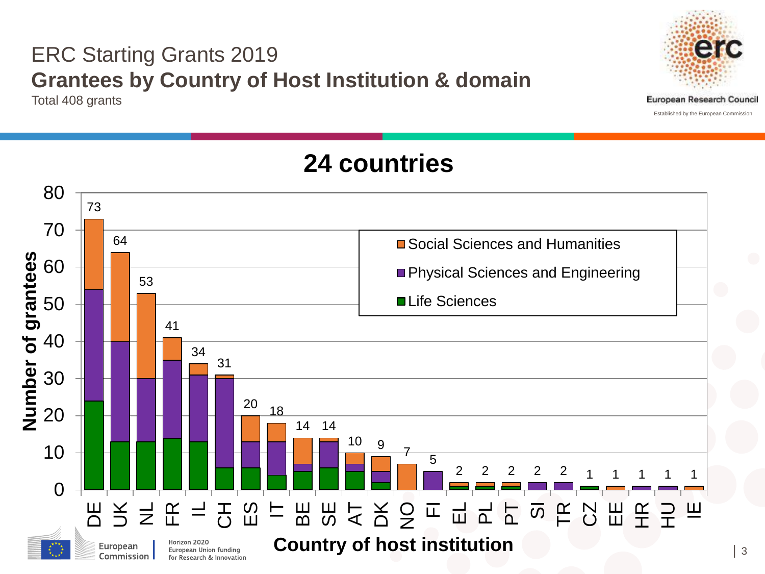# ERC Starting Grants 2019

## Grantees by Country of Host Institution & domain

Total 408 grants

## 24 countries

| Country of host institution | Life Sciences | Physical Sciences and Engineering | Social Sciences and Humanities | Total |
|---|---|---|---|---|
| DE | 24 | 30 | 19 | 73 |
| UK | 13 | 27 | 24 | 64 |
| NL | 13 | 17 | 23 | 53 |
| FR | 14 | 21 | 6 | 41 |
| IL | 13 | 18 | 3 | 34 |
| CH | 6 | 24 | 1 | 31 |
| ES | 6 | 7 | 7 | 20 |
| IT | 4 | 9 | 5 | 18 |
| BE | 5 | 2 | 7 | 14 |
| SE | 6 | 7 | 1 | 14 |
| AT | 5 | 2 | 3 | 10 |
| DK | 2 | 3 | 4 | 9 |
| NO | 0 | 0 | 7 | 7 |
| FI | 0 | 5 | 0 | 5 |
| EL | 1 | 0 | 1 | 2 |
| PL | 1 | 0 | 1 | 2 |
| PT | 1 | 0 | 1 | 2 |
| SI | 0 | 2 | 0 | 2 |
| TR | 0 | 2 | 0 | 2 |
| CZ | 1 | 0 | 0 | 1 |
| EE | 0 | 0 | 1 | 1 |
| HR | 0 | 1 | 0 | 1 |
| HU | 0 | 1 | 0 | 1 |
| IE | 0 | 0 | 1 | 1 |

Horizon 2020 European Union funding for Research & Innovation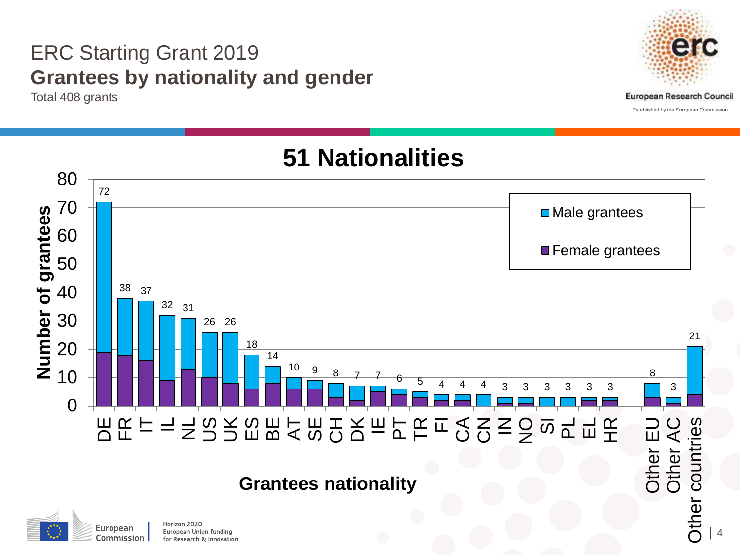# ERC Starting Grant 2019

## Grantees by nationality and gender

Total 408 grants

### 51 Nationalities

| Grantees nationality | Number of grantees |
|---|---|
| DE | 72 |
| FR | 38 |
| IT | 37 |
| IL | 32 |
| NL | 31 |
| US | 26 |
| UK | 26 |
| ES | 18 |
| BE | 14 |
| AT | 10 |
| SE | 9 |
| CH | 8 |
| DK | 7 |
| IE | 7 |
| PT | 6 |
| TR | 5 |
| FI | 4 |
| CA | 4 |
| CN | 4 |
| IN | 3 |
| NO | 3 |
| SI | 3 |
| PL | 3 |
| EL | 3 |
| HR | 3 |
| Other EU | 8 |
| Other AC | 3 |
| Other countries | 21 |

Legend: Male grantees; Female grantees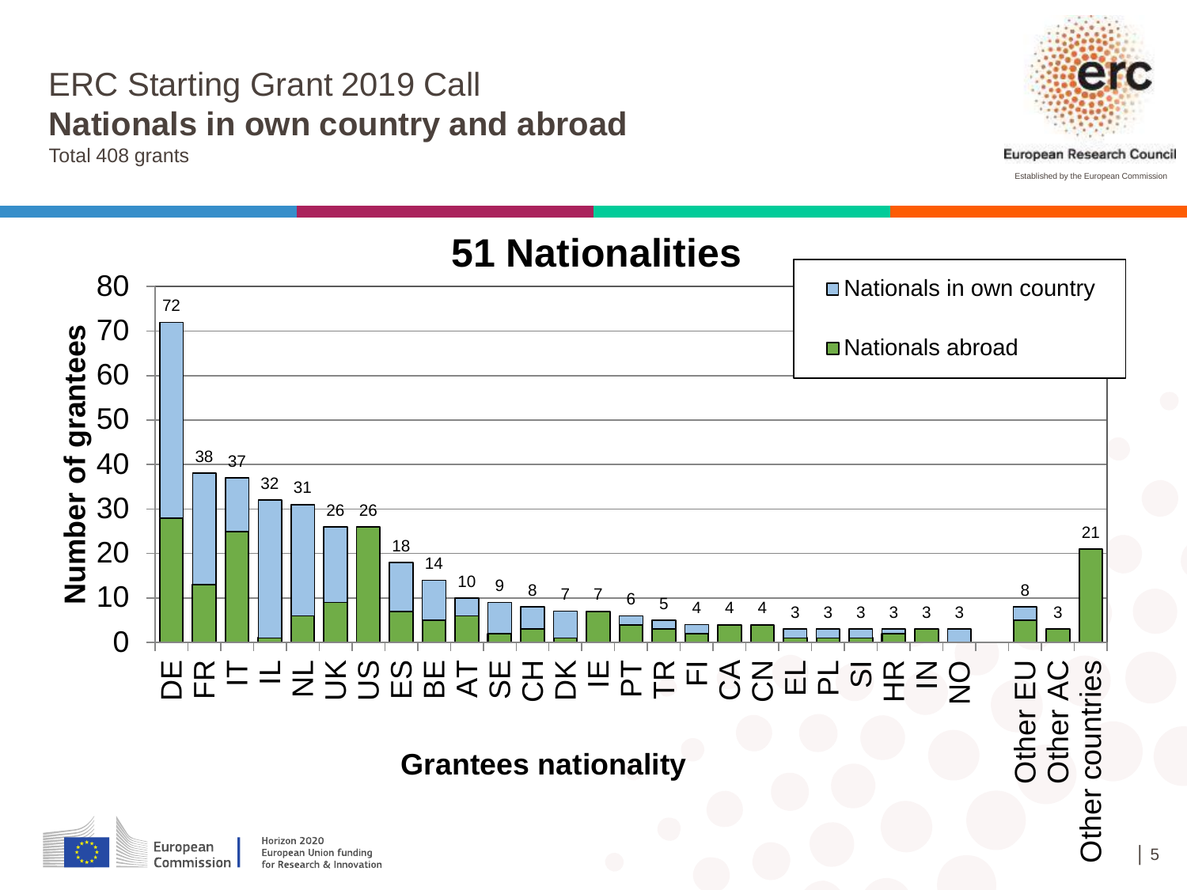# ERC Starting Grant 2019 Call

## Nationals in own country and abroad

Total 408 grants

### 51 Nationalities

| Grantees nationality | Number of grantees (total) |
|---|---|
| DE | 72 |
| FR | 38 |
| IT | 37 |
| IL | 32 |
| NL | 31 |
| UK | 26 |
| US | 26 |
| ES | 18 |
| BE | 14 |
| AT | 10 |
| SE | 9 |
| CH | 8 |
| DK | 7 |
| IE | 7 |
| PT | 6 |
| TR | 5 |
| FI | 4 |
| CA | 4 |
| CN | 4 |
| EL | 3 |
| PL | 3 |
| SI | 3 |
| HR | 3 |
| IN | 3 |
| NO | 3 |
| Other EU | 8 |
| Other AC | 3 |
| Other countries | 21 |

Legend: Nationals in own country; Nationals abroad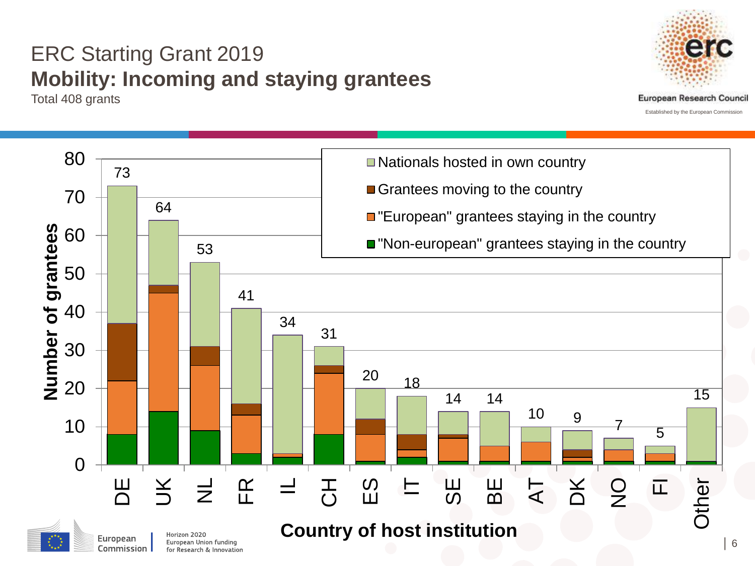ERC Starting Grant 2019

# Mobility: Incoming and staying grantees

Total 408 grants

| Country of host institution | Total |
|---|---|
| DE | 73 |
| UK | 64 |
| NL | 53 |
| FR | 41 |
| IL | 34 |
| CH | 31 |
| ES | 20 |
| IT | 18 |
| SE | 14 |
| BE | 14 |
| AT | 10 |
| DK | 9 |
| NO | 7 |
| FI | 5 |
| Other | 15 |

Legend:
- Nationals hosted in own country
- Grantees moving to the country
- "European" grantees staying in the country
- "Non-european" grantees staying in the country

Number of grantees

Country of host institution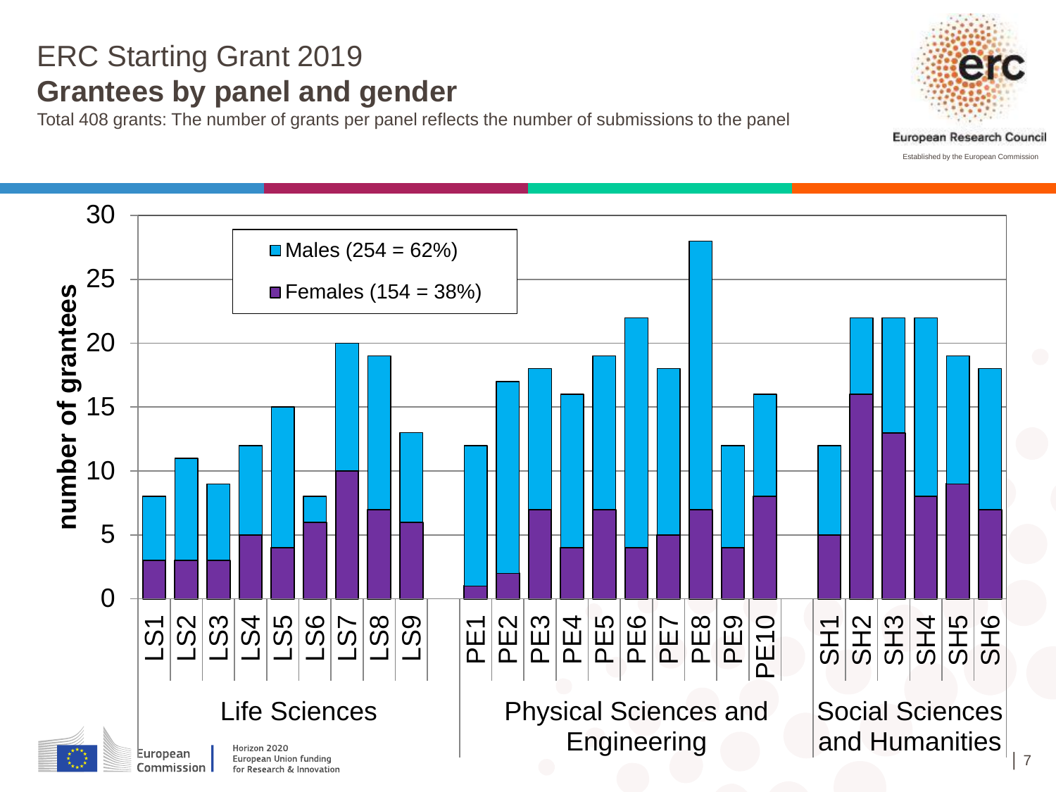# ERC Starting Grant 2019

## Grantees by panel and gender

Total 408 grants: The number of grants per panel reflects the number of submissions to the panel

| Panel | Females | Males | Total |
|---|---|---|---|
| LS1 | 3 | 5 | 8 |
| LS2 | 3 | 8 | 11 |
| LS3 | 3 | 6 | 9 |
| LS4 | 5 | 7 | 12 |
| LS5 | 4 | 11 | 15 |
| LS6 | 6 | 2 | 8 |
| LS7 | 10 | 10 | 20 |
| LS8 | 7 | 12 | 19 |
| LS9 | 6 | 7 | 13 |
| PE1 | 1 | 11 | 12 |
| PE2 | 2 | 15 | 17 |
| PE3 | 7 | 11 | 18 |
| PE4 | 4 | 12 | 16 |
| PE5 | 7 | 12 | 19 |
| PE6 | 4 | 18 | 22 |
| PE7 | 5 | 13 | 18 |
| PE8 | 7 | 21 | 28 |
| PE9 | 4 | 8 | 12 |
| PE10 | 8 | 8 | 16 |
| SH1 | 5 | 7 | 12 |
| SH2 | 16 | 6 | 22 |
| SH3 | 13 | 9 | 22 |
| SH4 | 8 | 14 | 22 |
| SH5 | 9 | 10 | 19 |
| SH6 | 7 | 11 | 18 |

Males (254 = 62%)
Females (154 = 38%)

Life Sciences | Physical Sciences and Engineering | Social Sciences and Humanities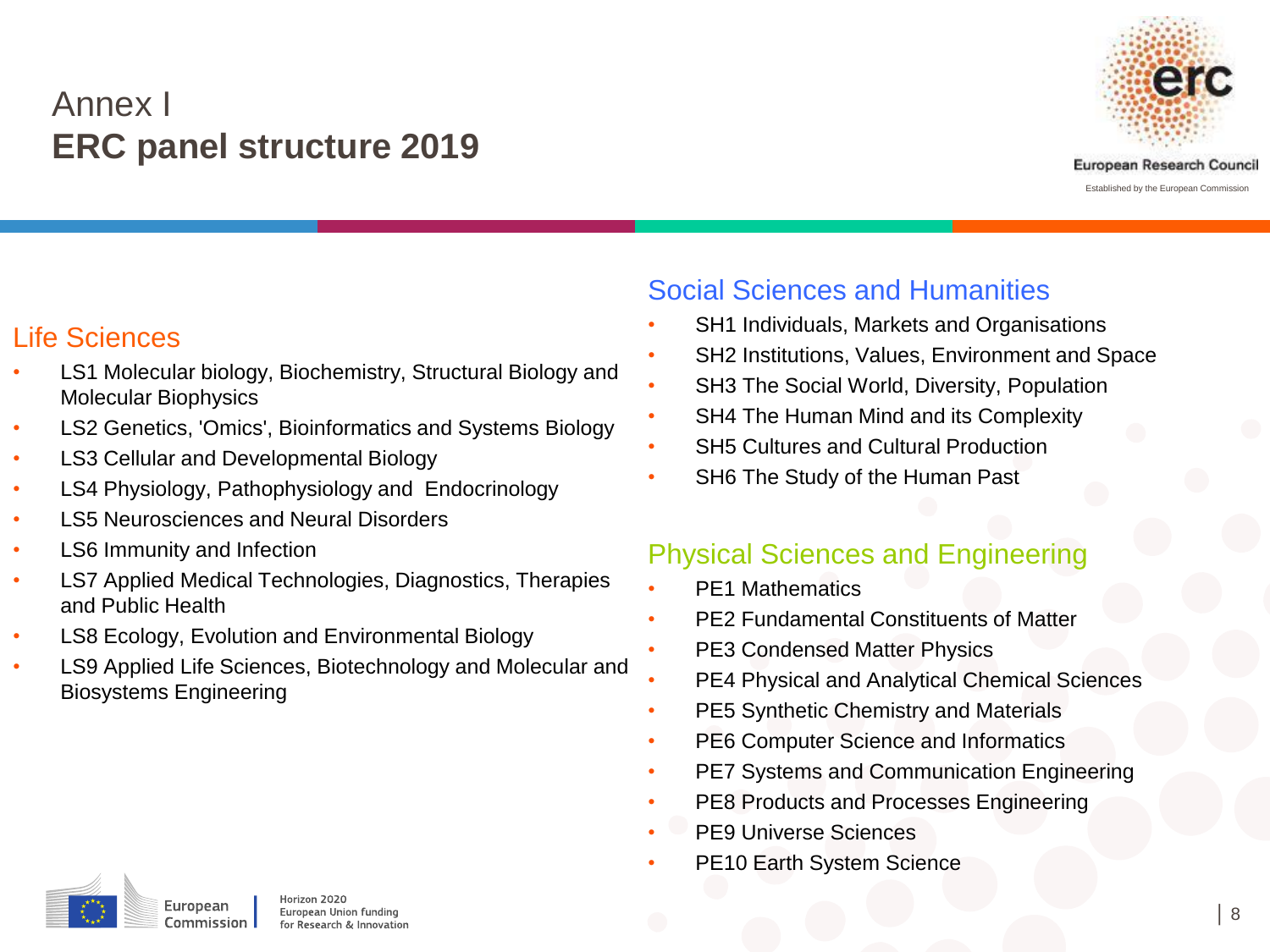# Annex I
# **ERC panel structure 2019**

European Research Council

Established by the European Commission

## Life Sciences

- LS1 Molecular biology, Biochemistry, Structural Biology and Molecular Biophysics
- LS2 Genetics, 'Omics', Bioinformatics and Systems Biology
- LS3 Cellular and Developmental Biology
- LS4 Physiology, Pathophysiology and Endocrinology
- LS5 Neurosciences and Neural Disorders
- LS6 Immunity and Infection
- LS7 Applied Medical Technologies, Diagnostics, Therapies and Public Health
- LS8 Ecology, Evolution and Environmental Biology
- LS9 Applied Life Sciences, Biotechnology and Molecular and Biosystems Engineering

## Social Sciences and Humanities

- SH1 Individuals, Markets and Organisations
- SH2 Institutions, Values, Environment and Space
- SH3 The Social World, Diversity, Population
- SH4 The Human Mind and its Complexity
- SH5 Cultures and Cultural Production
- SH6 The Study of the Human Past

## Physical Sciences and Engineering

- PE1 Mathematics
- PE2 Fundamental Constituents of Matter
- PE3 Condensed Matter Physics
- PE4 Physical and Analytical Chemical Sciences
- PE5 Synthetic Chemistry and Materials
- PE6 Computer Science and Informatics
- PE7 Systems and Communication Engineering
- PE8 Products and Processes Engineering
- PE9 Universe Sciences
- PE10 Earth System Science

European Commission | Horizon 2020 European Union funding for Research & Innovation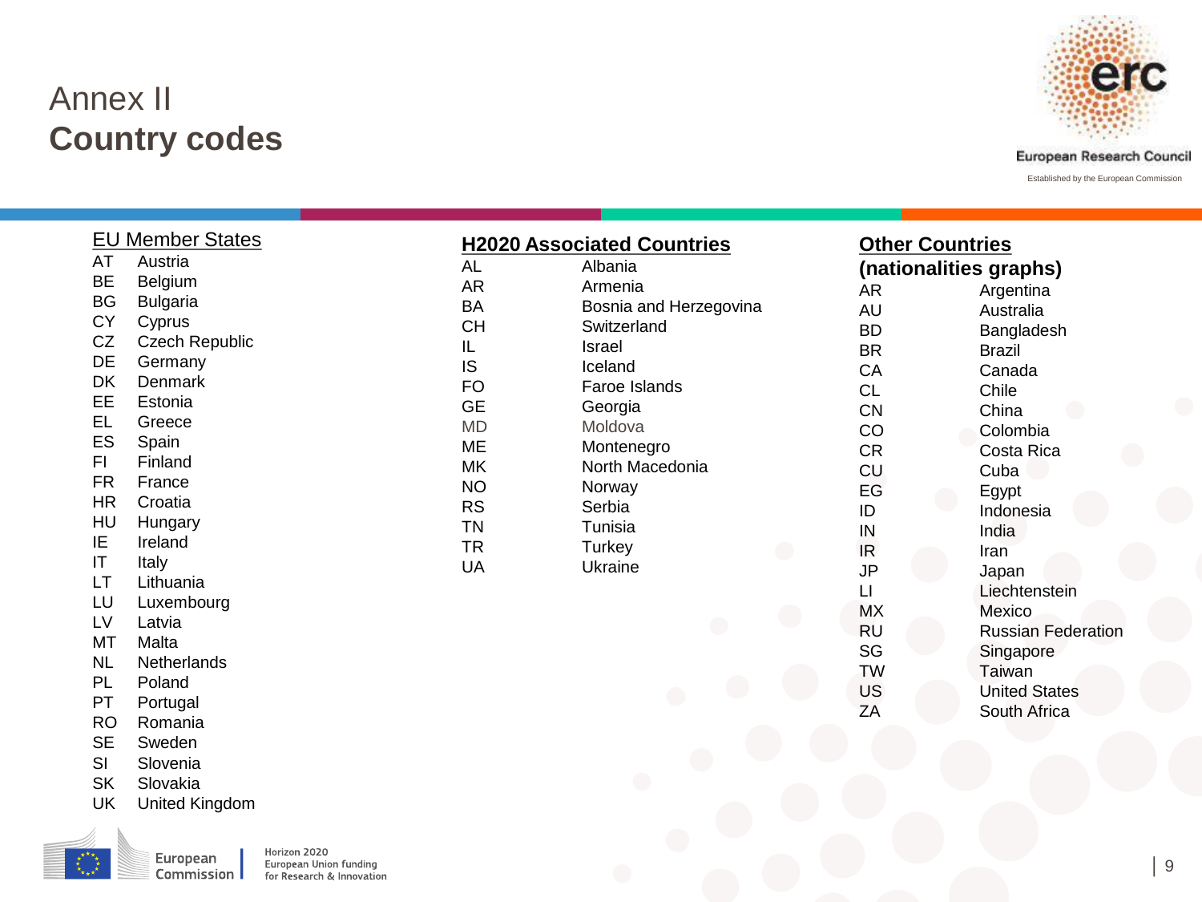# Annex II
## Country codes

European Research Council

Established by the European Commission

### EU Member States

| | |
|---|---|
| AT | Austria |
| BE | Belgium |
| BG | Bulgaria |
| CY | Cyprus |
| CZ | Czech Republic |
| DE | Germany |
| DK | Denmark |
| EE | Estonia |
| EL | Greece |
| ES | Spain |
| FI | Finland |
| FR | France |
| HR | Croatia |
| HU | Hungary |
| IE | Ireland |
| IT | Italy |
| LT | Lithuania |
| LU | Luxembourg |
| LV | Latvia |
| MT | Malta |
| NL | Netherlands |
| PL | Poland |
| PT | Portugal |
| RO | Romania |
| SE | Sweden |
| SI | Slovenia |
| SK | Slovakia |
| UK | United Kingdom |

### H2020 Associated Countries

| | |
|---|---|
| AL | Albania |
| AR | Armenia |
| BA | Bosnia and Herzegovina |
| CH | Switzerland |
| IL | Israel |
| IS | Iceland |
| FO | Faroe Islands |
| GE | Georgia |
| MD | Moldova |
| ME | Montenegro |
| MK | North Macedonia |
| NO | Norway |
| RS | Serbia |
| TN | Tunisia |
| TR | Turkey |
| UA | Ukraine |

### Other Countries (nationalities graphs)

| | |
|---|---|
| AR | Argentina |
| AU | Australia |
| BD | Bangladesh |
| BR | Brazil |
| CA | Canada |
| CL | Chile |
| CN | China |
| CO | Colombia |
| CR | Costa Rica |
| CU | Cuba |
| EG | Egypt |
| ID | Indonesia |
| IN | India |
| IR | Iran |
| JP | Japan |
| LI | Liechtenstein |
| MX | Mexico |
| RU | Russian Federation |
| SG | Singapore |
| TW | Taiwan |
| US | United States |
| ZA | South Africa |

European Commission

Horizon 2020
European Union funding
for Research & Innovation